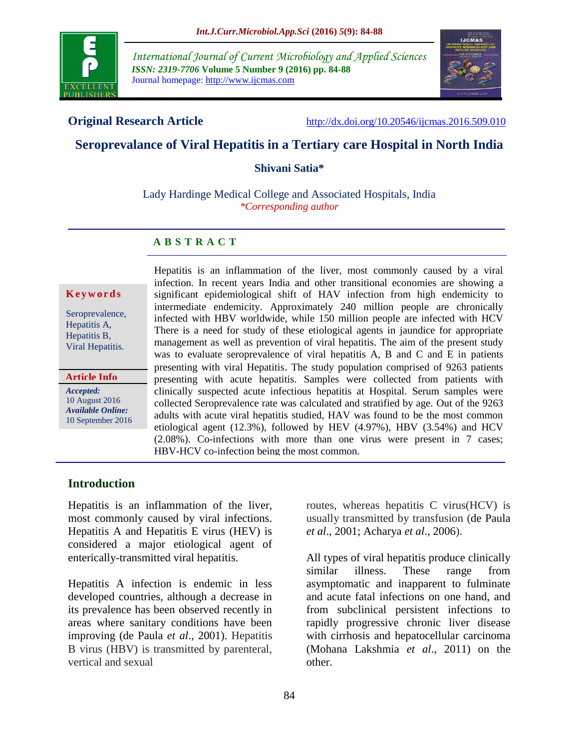**Original Research Article** http://dx.doi.org/10.20546/ijcmas.2016.509.010

# Seroprevalance of Viral Hepatitis in a Tertiary care Hospital in North India

**Shivani Satia***

Lady Hardinge Medical College and Associated Hospitals, India

*\*Corresponding author*

## A B S T R A C T

**Keywords**

Seroprevalence, Hepatitis A, Hepatitis B, Viral Hepatitis.

**Article Info**

*Accepted:* 10 August 2016

*Available Online:* 10 September 2016

Hepatitis is an inflammation of the liver, most commonly caused by a viral infection. In recent years India and other transitional economies are showing a significant epidemiological shift of HAV infection from high endemicity to intermediate endemicity. Approximately 240 million people are chronically infected with HBV worldwide, while 150 million people are infected with HCV There is a need for study of these etiological agents in jaundice for appropriate management as well as prevention of viral hepatitis. The aim of the present study was to evaluate seroprevalence of viral hepatitis A, B and C and E in patients presenting with viral Hepatitis. The study population comprised of 9263 patients presenting with acute hepatitis. Samples were collected from patients with clinically suspected acute infectious hepatitis at Hospital. Serum samples were collected Seroprevalence rate was calculated and stratified by age. Out of the 9263 adults with acute viral hepatitis studied, HAV was found to be the most common etiological agent (12.3%), followed by HEV (4.97%), HBV (3.54%) and HCV (2.08%). Co-infections with more than one virus were present in 7 cases; HBV-HCV co-infection being the most common.

## Introduction

Hepatitis is an inflammation of the liver, most commonly caused by viral infections. Hepatitis A and Hepatitis E virus (HEV) is considered a major etiological agent of enterically-transmitted viral hepatitis.

Hepatitis A infection is endemic in less developed countries, although a decrease in its prevalence has been observed recently in areas where sanitary conditions have been improving (de Paula *et al*., 2001). Hepatitis B virus (HBV) is transmitted by parenteral, vertical and sexual routes, whereas hepatitis C virus(HCV) is usually transmitted by transfusion (de Paula *et al*., 2001; Acharya *et al*., 2006).

All types of viral hepatitis produce clinically similar illness. These range from asymptomatic and inapparent to fulminate and acute fatal infections on one hand, and from subclinical persistent infections to rapidly progressive chronic liver disease with cirrhosis and hepatocellular carcinoma (Mohana Lakshmia *et al*., 2011) on the other.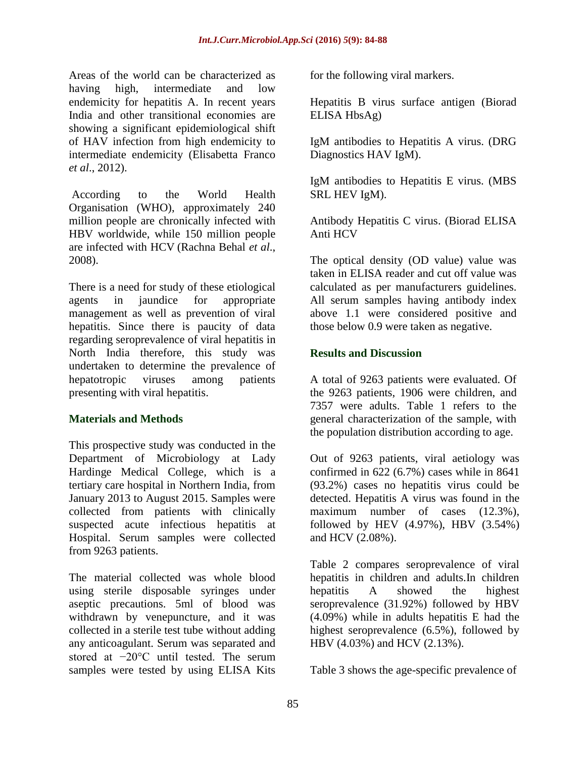Areas of the world can be characterized as having high, intermediate and low endemicity for hepatitis A. In recent years India and other transitional economies are showing a significant epidemiological shift of HAV infection from high endemicity to intermediate endemicity (Elisabetta Franco *et al*., 2012).

According to the World Health Organisation (WHO), approximately 240 million people are chronically infected with HBV worldwide, while 150 million people are infected with HCV (Rachna Behal *et al*., 2008).

There is a need for study of these etiological agents in jaundice for appropriate management as well as prevention of viral hepatitis. Since there is paucity of data regarding seroprevalence of viral hepatitis in North India therefore, this study was undertaken to determine the prevalence of hepatotropic viruses among patients presenting with viral hepatitis.

## Materials and Methods

This prospective study was conducted in the Department of Microbiology at Lady Hardinge Medical College, which is a tertiary care hospital in Northern India, from January 2013 to August 2015. Samples were collected from patients with clinically suspected acute infectious hepatitis at Hospital. Serum samples were collected from 9263 patients.

The material collected was whole blood using sterile disposable syringes under aseptic precautions. 5ml of blood was withdrawn by venepuncture, and it was collected in a sterile test tube without adding any anticoagulant. Serum was separated and stored at −20°C until tested. The serum samples were tested by using ELISA Kits for the following viral markers.

Hepatitis B virus surface antigen (Biorad ELISA HbsAg)

IgM antibodies to Hepatitis A virus. (DRG Diagnostics HAV IgM).

IgM antibodies to Hepatitis E virus. (MBS SRL HEV IgM).

Antibody Hepatitis C virus. (Biorad ELISA Anti HCV

The optical density (OD value) value was taken in ELISA reader and cut off value was calculated as per manufacturers guidelines. All serum samples having antibody index above 1.1 were considered positive and those below 0.9 were taken as negative.

## Results and Discussion

A total of 9263 patients were evaluated. Of the 9263 patients, 1906 were children, and 7357 were adults. Table 1 refers to the general characterization of the sample, with the population distribution according to age.

Out of 9263 patients, viral aetiology was confirmed in 622 (6.7%) cases while in 8641 (93.2%) cases no hepatitis virus could be detected. Hepatitis A virus was found in the maximum number of cases (12.3%), followed by HEV (4.97%), HBV (3.54%) and HCV (2.08%).

Table 2 compares seroprevalence of viral hepatitis in children and adults.In children hepatitis A showed the highest seroprevalence (31.92%) followed by HBV (4.09%) while in adults hepatitis E had the highest seroprevalence (6.5%), followed by HBV (4.03%) and HCV (2.13%).

Table 3 shows the age-specific prevalence of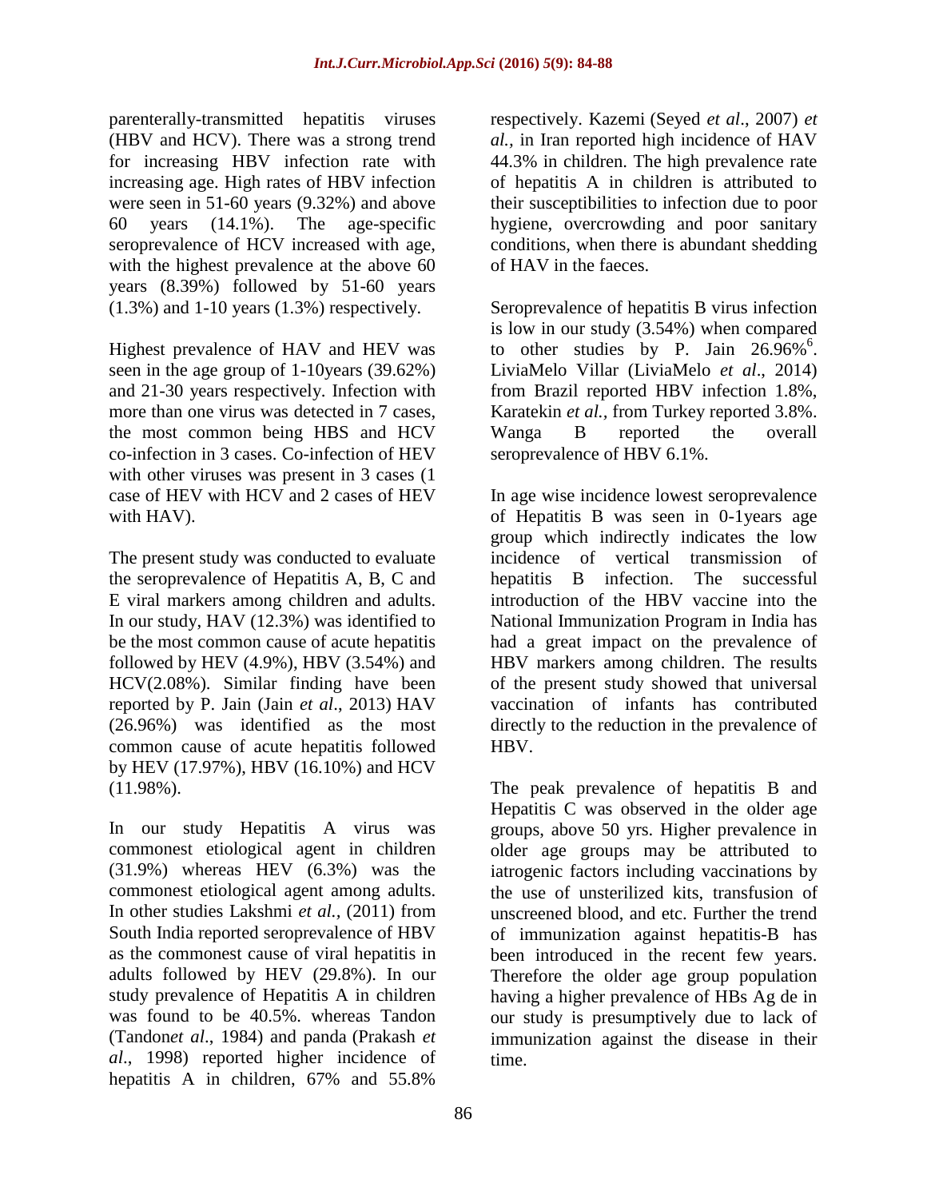parenterally-transmitted hepatitis viruses (HBV and HCV). There was a strong trend for increasing HBV infection rate with increasing age. High rates of HBV infection were seen in 51-60 years (9.32%) and above 60 years (14.1%). The age-specific seroprevalence of HCV increased with age, with the highest prevalence at the above 60 years (8.39%) followed by 51-60 years (1.3%) and 1-10 years (1.3%) respectively.

Highest prevalence of HAV and HEV was seen in the age group of 1-10years (39.62%) and 21-30 years respectively. Infection with more than one virus was detected in 7 cases, the most common being HBS and HCV co-infection in 3 cases. Co-infection of HEV with other viruses was present in 3 cases (1 case of HEV with HCV and 2 cases of HEV with HAV).

The present study was conducted to evaluate the seroprevalence of Hepatitis A, B, C and E viral markers among children and adults. In our study, HAV (12.3%) was identified to be the most common cause of acute hepatitis followed by HEV (4.9%), HBV (3.54%) and HCV(2.08%). Similar finding have been reported by P. Jain (Jain *et al*., 2013) HAV (26.96%) was identified as the most common cause of acute hepatitis followed by HEV (17.97%), HBV (16.10%) and HCV (11.98%).

In our study Hepatitis A virus was commonest etiological agent in children (31.9%) whereas HEV (6.3%) was the commonest etiological agent among adults. In other studies Lakshmi *et al.*, (2011) from South India reported seroprevalence of HBV as the commonest cause of viral hepatitis in adults followed by HEV (29.8%). In our study prevalence of Hepatitis A in children was found to be 40.5%. whereas Tandon (Tandon*et al*., 1984) and panda (Prakash *et al*., 1998) reported higher incidence of hepatitis A in children, 67% and 55.8% respectively. Kazemi (Seyed *et al*., 2007) *et al.,* in Iran reported high incidence of HAV 44.3% in children. The high prevalence rate of hepatitis A in children is attributed to their susceptibilities to infection due to poor hygiene, overcrowding and poor sanitary conditions, when there is abundant shedding of HAV in the faeces.

Seroprevalence of hepatitis B virus infection is low in our study (3.54%) when compared to other studies by P. Jain 26.96%[6]. LiviaMelo Villar (LiviaMelo *et al*., 2014) from Brazil reported HBV infection 1.8%, Karatekin *et al.,* from Turkey reported 3.8%. Wanga B reported the overall seroprevalence of HBV 6.1%.

In age wise incidence lowest seroprevalence of Hepatitis B was seen in 0-1years age group which indirectly indicates the low incidence of vertical transmission of hepatitis B infection. The successful introduction of the HBV vaccine into the National Immunization Program in India has had a great impact on the prevalence of HBV markers among children. The results of the present study showed that universal vaccination of infants has contributed directly to the reduction in the prevalence of HBV.

The peak prevalence of hepatitis B and Hepatitis C was observed in the older age groups, above 50 yrs. Higher prevalence in older age groups may be attributed to iatrogenic factors including vaccinations by the use of unsterilized kits, transfusion of unscreened blood, and etc. Further the trend of immunization against hepatitis-B has been introduced in the recent few years. Therefore the older age group population having a higher prevalence of HBs Ag de in our study is presumptively due to lack of immunization against the disease in their time.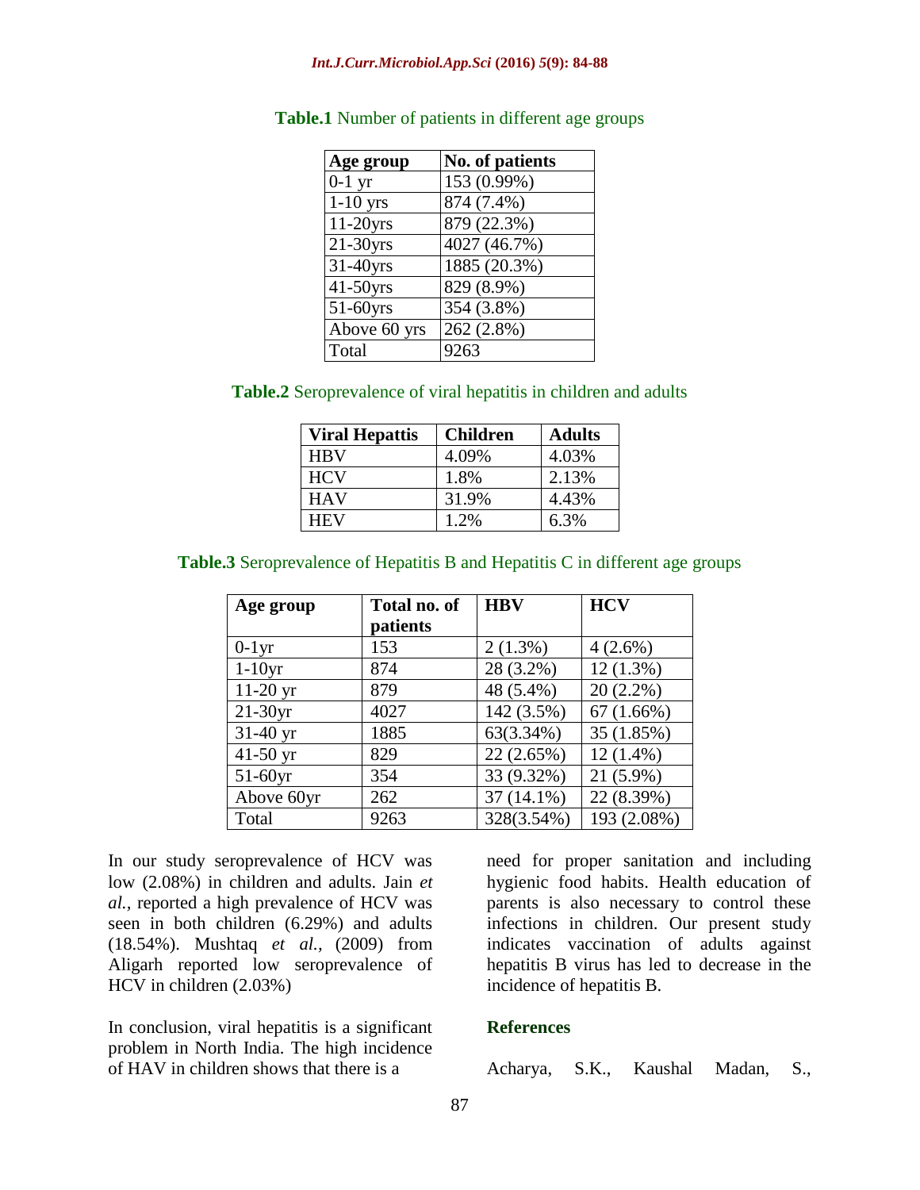**Table.1** Number of patients in different age groups

| Age group | No. of patients |
|---|---|
| 0-1 yr | 153 (0.99%) |
| 1-10 yrs | 874 (7.4%) |
| 11-20yrs | 879 (22.3%) |
| 21-30yrs | 4027 (46.7%) |
| 31-40yrs | 1885 (20.3%) |
| 41-50yrs | 829 (8.9%) |
| 51-60yrs | 354 (3.8%) |
| Above 60 yrs | 262 (2.8%) |
| Total | 9263 |

**Table.2** Seroprevalence of viral hepatitis in children and adults

| Viral Hepattis | Children | Adults |
|---|---|---|
| HBV | 4.09% | 4.03% |
| HCV | 1.8% | 2.13% |
| HAV | 31.9% | 4.43% |
| HEV | 1.2% | 6.3% |

**Table.3** Seroprevalence of Hepatitis B and Hepatitis C in different age groups

| Age group | Total no. of patients | HBV | HCV |
|---|---|---|---|
| 0-1yr | 153 | 2 (1.3%) | 4 (2.6%) |
| 1-10yr | 874 | 28 (3.2%) | 12 (1.3%) |
| 11-20 yr | 879 | 48 (5.4%) | 20 (2.2%) |
| 21-30yr | 4027 | 142 (3.5%) | 67 (1.66%) |
| 31-40 yr | 1885 | 63(3.34%) | 35 (1.85%) |
| 41-50 yr | 829 | 22 (2.65%) | 12 (1.4%) |
| 51-60yr | 354 | 33 (9.32%) | 21 (5.9%) |
| Above 60yr | 262 | 37 (14.1%) | 22 (8.39%) |
| Total | 9263 | 328(3.54%) | 193 (2.08%) |

In our study seroprevalence of HCV was low (2.08%) in children and adults. Jain *et al.*, reported a high prevalence of HCV was seen in both children (6.29%) and adults (18.54%). Mushtaq *et al.*, (2009) from Aligarh reported low seroprevalence of HCV in children (2.03%)

In conclusion, viral hepatitis is a significant problem in North India. The high incidence of HAV in children shows that there is a need for proper sanitation and including hygienic food habits. Health education of parents is also necessary to control these infections in children. Our present study indicates vaccination of adults against hepatitis B virus has led to decrease in the incidence of hepatitis B.

## References

Acharya, S.K., Kaushal Madan, S.,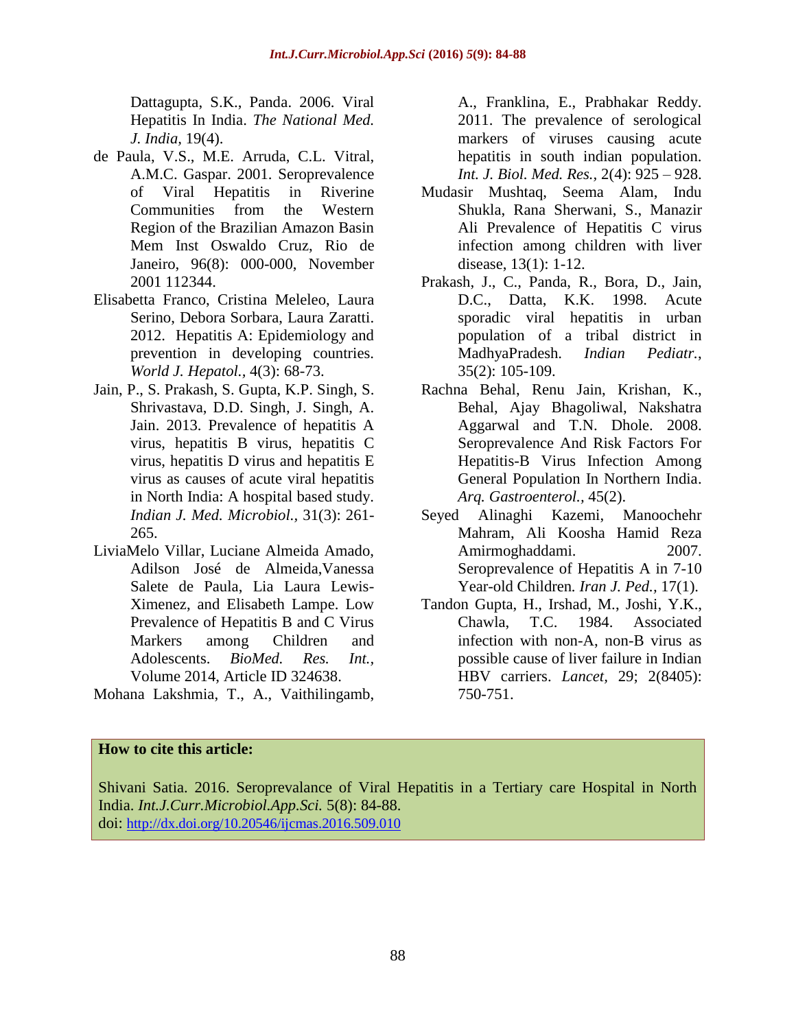Dattagupta, S.K., Panda. 2006. Viral Hepatitis In India. *The National Med. J. India,* 19(4).

de Paula, V.S., M.E. Arruda, C.L. Vitral, A.M.C. Gaspar. 2001. Seroprevalence of Viral Hepatitis in Riverine Communities from the Western Region of the Brazilian Amazon Basin Mem Inst Oswaldo Cruz, Rio de Janeiro, 96(8): 000-000, November 2001 112344.

Elisabetta Franco, Cristina Meleleo, Laura Serino, Debora Sorbara, Laura Zaratti. 2012. Hepatitis A: Epidemiology and prevention in developing countries. *World J. Hepatol.,* 4(3): 68-73.

Jain, P., S. Prakash, S. Gupta, K.P. Singh, S. Shrivastava, D.D. Singh, J. Singh, A. Jain. 2013. Prevalence of hepatitis A virus, hepatitis B virus, hepatitis C virus, hepatitis D virus and hepatitis E virus as causes of acute viral hepatitis in North India: A hospital based study. *Indian J. Med. Microbiol.,* 31(3): 261-265.

LiviaMelo Villar, Luciane Almeida Amado, Adilson José de Almeida,Vanessa Salete de Paula, Lia Laura Lewis-Ximenez, and Elisabeth Lampe. Low Prevalence of Hepatitis B and C Virus Markers among Children and Adolescents. *BioMed. Res. Int.,* Volume 2014, Article ID 324638.

Mohana Lakshmia, T., A., Vaithilingamb, A., Franklina, E., Prabhakar Reddy. 2011. The prevalence of serological markers of viruses causing acute hepatitis in south indian population. *Int. J. Biol. Med. Res.,* 2(4): 925 – 928.

Mudasir Mushtaq, Seema Alam, Indu Shukla, Rana Sherwani, S., Manazir Ali Prevalence of Hepatitis C virus infection among children with liver disease, 13(1): 1-12.

Prakash, J., C., Panda, R., Bora, D., Jain, D.C., Datta, K.K. 1998. Acute sporadic viral hepatitis in urban population of a tribal district in MadhyaPradesh. *Indian Pediatr.,* 35(2): 105-109.

Rachna Behal, Renu Jain, Krishan, K., Behal, Ajay Bhagoliwal, Nakshatra Aggarwal and T.N. Dhole. 2008. Seroprevalence And Risk Factors For Hepatitis-B Virus Infection Among General Population In Northern India. *Arq. Gastroenterol.,* 45(2).

Seyed Alinaghi Kazemi, Manoochehr Mahram, Ali Koosha Hamid Reza Amirmoghaddami. 2007. Seroprevalence of Hepatitis A in 7-10 Year-old Children. *Iran J. Ped.,* 17(1).

Tandon Gupta, H., Irshad, M., Joshi, Y.K., Chawla, T.C. 1984. Associated infection with non-A, non-B virus as possible cause of liver failure in Indian HBV carriers. *Lancet,* 29; 2(8405): 750-751.

**How to cite this article:**

Shivani Satia. 2016. Seroprevalance of Viral Hepatitis in a Tertiary care Hospital in North India. *Int.J.Curr.Microbiol.App.Sci.* 5(8): 84-88.
doi: http://dx.doi.org/10.20546/ijcmas.2016.509.010